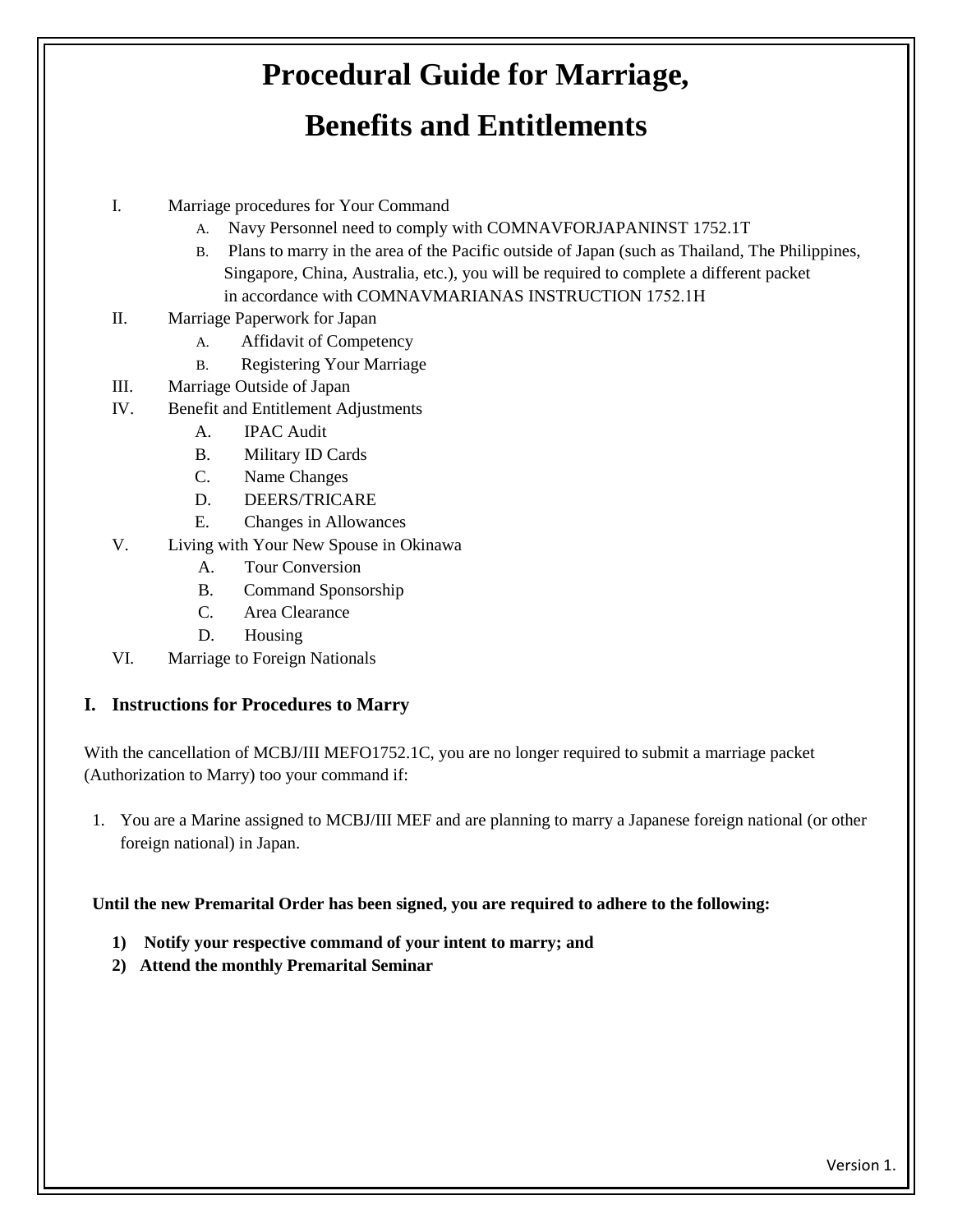# Procedural Guide for Marriage, Benefits and Entitlements

I. Marriage procedures for Your Command
   - A. Navy Personnel need to comply with COMNAVFORJAPANINST 1752.1T
   - B. Plans to marry in the area of the Pacific outside of Japan (such as Thailand, The Philippines, Singapore, China, Australia, etc.), you will be required to complete a different packet in accordance with COMNAVMARIANAS INSTRUCTION 1752.1H

II. Marriage Paperwork for Japan
   - A. Affidavit of Competency
   - B. Registering Your Marriage

III. Marriage Outside of Japan

IV. Benefit and Entitlement Adjustments
   - A. IPAC Audit
   - B. Military ID Cards
   - C. Name Changes
   - D. DEERS/TRICARE
   - E. Changes in Allowances

V. Living with Your New Spouse in Okinawa
   - A. Tour Conversion
   - B. Command Sponsorship
   - C. Area Clearance
   - D. Housing

VI. Marriage to Foreign Nationals

## I. Instructions for Procedures to Marry

With the cancellation of MCBJ/III MEFO1752.1C, you are no longer required to submit a marriage packet (Authorization to Marry) too your command if:

1. You are a Marine assigned to MCBJ/III MEF and are planning to marry a Japanese foreign national (or other foreign national) in Japan.

**Until the new Premarital Order has been signed, you are required to adhere to the following:**

**1) Notify your respective command of your intent to marry; and**

**2) Attend the monthly Premarital Seminar**

Version 1.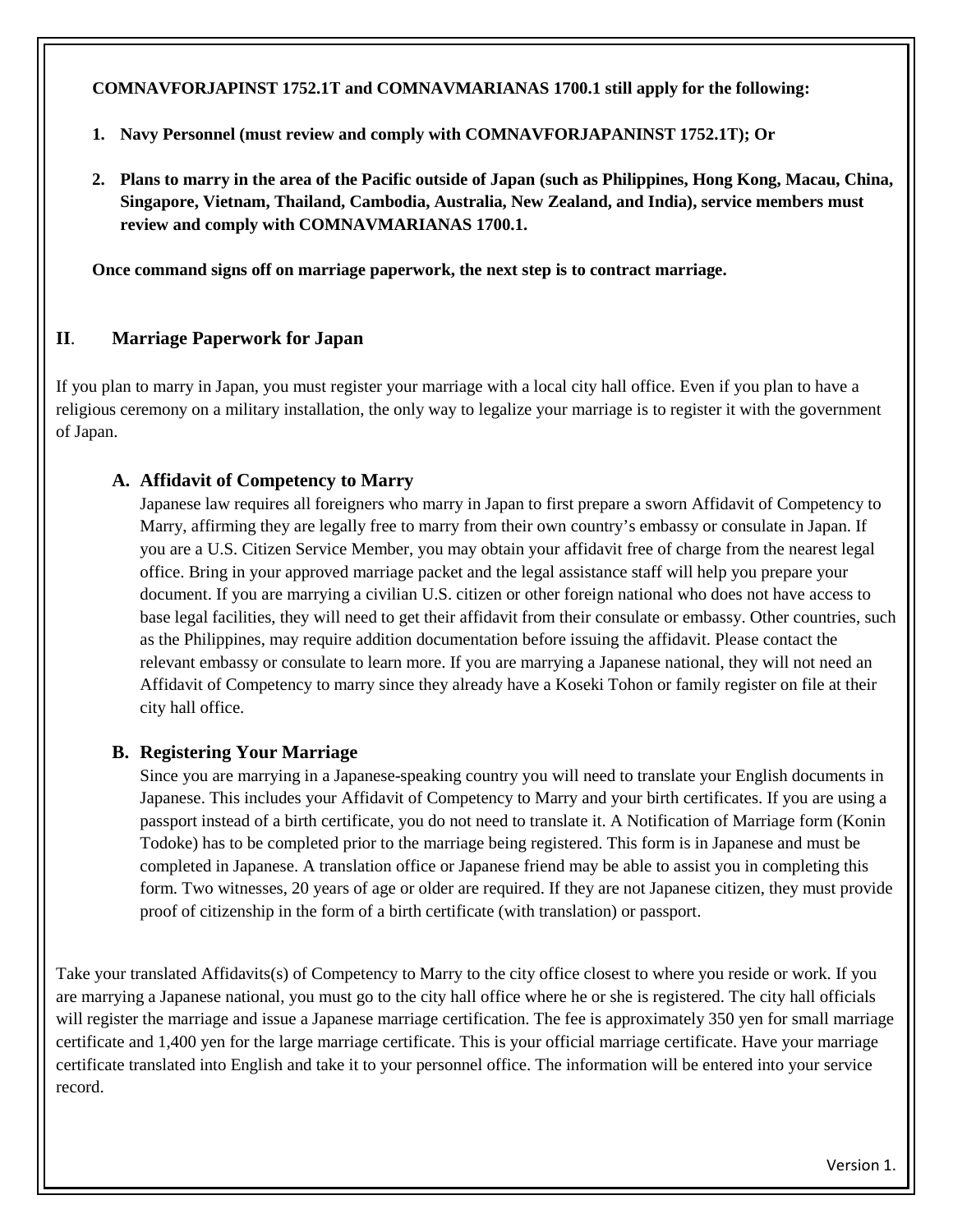**COMNAVFORJAPINST 1752.1T and COMNAVMARIANAS 1700.1 still apply for the following:**

1. **Navy Personnel (must review and comply with COMNAVFORJAPANINST 1752.1T); Or**
2. **Plans to marry in the area of the Pacific outside of Japan (such as Philippines, Hong Kong, Macau, China, Singapore, Vietnam, Thailand, Cambodia, Australia, New Zealand, and India), service members must review and comply with COMNAVMARIANAS 1700.1.**

**Once command signs off on marriage paperwork, the next step is to contract marriage.**

## II. Marriage Paperwork for Japan

If you plan to marry in Japan, you must register your marriage with a local city hall office. Even if you plan to have a religious ceremony on a military installation, the only way to legalize your marriage is to register it with the government of Japan.

### A. Affidavit of Competency to Marry

Japanese law requires all foreigners who marry in Japan to first prepare a sworn Affidavit of Competency to Marry, affirming they are legally free to marry from their own country's embassy or consulate in Japan. If you are a U.S. Citizen Service Member, you may obtain your affidavit free of charge from the nearest legal office. Bring in your approved marriage packet and the legal assistance staff will help you prepare your document. If you are marrying a civilian U.S. citizen or other foreign national who does not have access to base legal facilities, they will need to get their affidavit from their consulate or embassy. Other countries, such as the Philippines, may require addition documentation before issuing the affidavit. Please contact the relevant embassy or consulate to learn more. If you are marrying a Japanese national, they will not need an Affidavit of Competency to marry since they already have a Koseki Tohon or family register on file at their city hall office.

### B. Registering Your Marriage

Since you are marrying in a Japanese-speaking country you will need to translate your English documents in Japanese. This includes your Affidavit of Competency to Marry and your birth certificates. If you are using a passport instead of a birth certificate, you do not need to translate it. A Notification of Marriage form (Konin Todoke) has to be completed prior to the marriage being registered. This form is in Japanese and must be completed in Japanese. A translation office or Japanese friend may be able to assist you in completing this form. Two witnesses, 20 years of age or older are required. If they are not Japanese citizen, they must provide proof of citizenship in the form of a birth certificate (with translation) or passport.

Take your translated Affidavits(s) of Competency to Marry to the city office closest to where you reside or work. If you are marrying a Japanese national, you must go to the city hall office where he or she is registered. The city hall officials will register the marriage and issue a Japanese marriage certification. The fee is approximately 350 yen for small marriage certificate and 1,400 yen for the large marriage certificate. This is your official marriage certificate. Have your marriage certificate translated into English and take it to your personnel office. The information will be entered into your service record.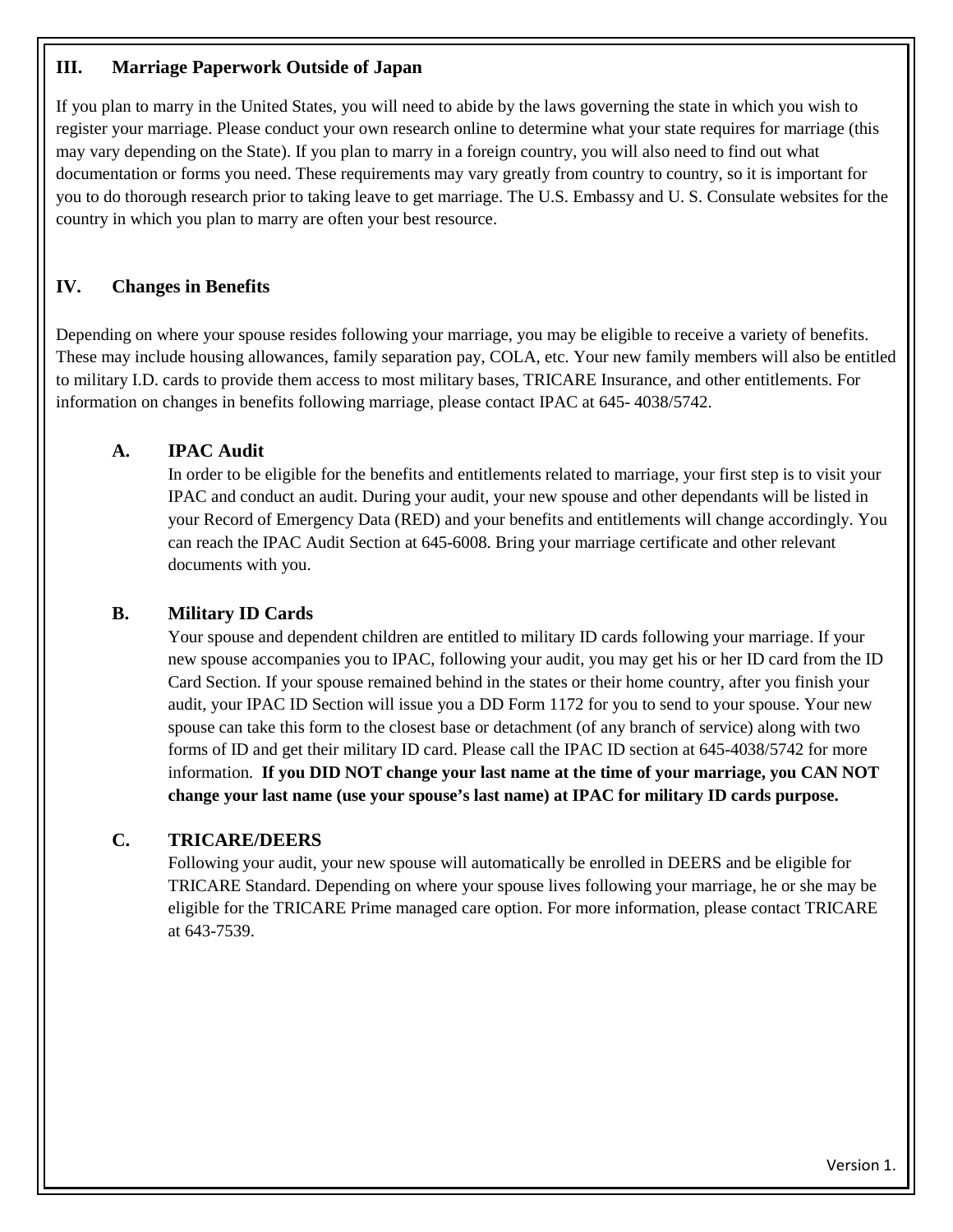## III. Marriage Paperwork Outside of Japan

If you plan to marry in the United States, you will need to abide by the laws governing the state in which you wish to register your marriage. Please conduct your own research online to determine what your state requires for marriage (this may vary depending on the State). If you plan to marry in a foreign country, you will also need to find out what documentation or forms you need. These requirements may vary greatly from country to country, so it is important for you to do thorough research prior to taking leave to get marriage. The U.S. Embassy and U. S. Consulate websites for the country in which you plan to marry are often your best resource.

## IV. Changes in Benefits

Depending on where your spouse resides following your marriage, you may be eligible to receive a variety of benefits. These may include housing allowances, family separation pay, COLA, etc. Your new family members will also be entitled to military I.D. cards to provide them access to most military bases, TRICARE Insurance, and other entitlements. For information on changes in benefits following marriage, please contact IPAC at 645- 4038/5742.

### A. IPAC Audit

In order to be eligible for the benefits and entitlements related to marriage, your first step is to visit your IPAC and conduct an audit. During your audit, your new spouse and other dependants will be listed in your Record of Emergency Data (RED) and your benefits and entitlements will change accordingly. You can reach the IPAC Audit Section at 645-6008. Bring your marriage certificate and other relevant documents with you.

### B. Military ID Cards

Your spouse and dependent children are entitled to military ID cards following your marriage. If your new spouse accompanies you to IPAC, following your audit, you may get his or her ID card from the ID Card Section. If your spouse remained behind in the states or their home country, after you finish your audit, your IPAC ID Section will issue you a DD Form 1172 for you to send to your spouse. Your new spouse can take this form to the closest base or detachment (of any branch of service) along with two forms of ID and get their military ID card. Please call the IPAC ID section at 645-4038/5742 for more information. **If you DID NOT change your last name at the time of your marriage, you CAN NOT change your last name (use your spouse's last name) at IPAC for military ID cards purpose.**

### C. TRICARE/DEERS

Following your audit, your new spouse will automatically be enrolled in DEERS and be eligible for TRICARE Standard. Depending on where your spouse lives following your marriage, he or she may be eligible for the TRICARE Prime managed care option. For more information, please contact TRICARE at 643-7539.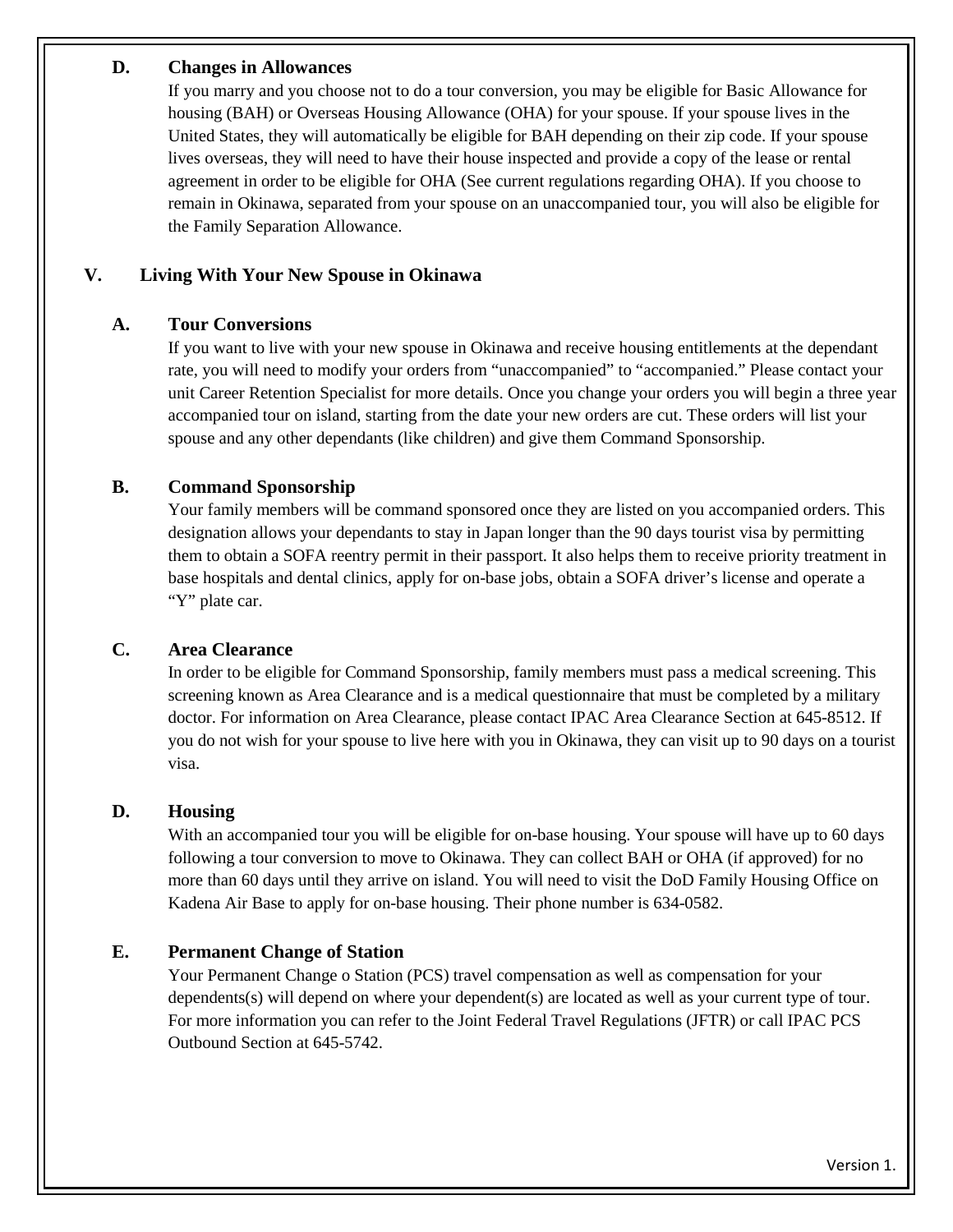### D. Changes in Allowances

If you marry and you choose not to do a tour conversion, you may be eligible for Basic Allowance for housing (BAH) or Overseas Housing Allowance (OHA) for your spouse. If your spouse lives in the United States, they will automatically be eligible for BAH depending on their zip code. If your spouse lives overseas, they will need to have their house inspected and provide a copy of the lease or rental agreement in order to be eligible for OHA (See current regulations regarding OHA). If you choose to remain in Okinawa, separated from your spouse on an unaccompanied tour, you will also be eligible for the Family Separation Allowance.

## V. Living With Your New Spouse in Okinawa

### A. Tour Conversions

If you want to live with your new spouse in Okinawa and receive housing entitlements at the dependant rate, you will need to modify your orders from "unaccompanied" to "accompanied." Please contact your unit Career Retention Specialist for more details. Once you change your orders you will begin a three year accompanied tour on island, starting from the date your new orders are cut. These orders will list your spouse and any other dependants (like children) and give them Command Sponsorship.

### B. Command Sponsorship

Your family members will be command sponsored once they are listed on you accompanied orders. This designation allows your dependants to stay in Japan longer than the 90 days tourist visa by permitting them to obtain a SOFA reentry permit in their passport. It also helps them to receive priority treatment in base hospitals and dental clinics, apply for on-base jobs, obtain a SOFA driver's license and operate a "Y" plate car.

### C. Area Clearance

In order to be eligible for Command Sponsorship, family members must pass a medical screening. This screening known as Area Clearance and is a medical questionnaire that must be completed by a military doctor. For information on Area Clearance, please contact IPAC Area Clearance Section at 645-8512. If you do not wish for your spouse to live here with you in Okinawa, they can visit up to 90 days on a tourist visa.

### D. Housing

With an accompanied tour you will be eligible for on-base housing. Your spouse will have up to 60 days following a tour conversion to move to Okinawa. They can collect BAH or OHA (if approved) for no more than 60 days until they arrive on island. You will need to visit the DoD Family Housing Office on Kadena Air Base to apply for on-base housing. Their phone number is 634-0582.

### E. Permanent Change of Station

Your Permanent Change o Station (PCS) travel compensation as well as compensation for your dependents(s) will depend on where your dependent(s) are located as well as your current type of tour. For more information you can refer to the Joint Federal Travel Regulations (JFTR) or call IPAC PCS Outbound Section at 645-5742.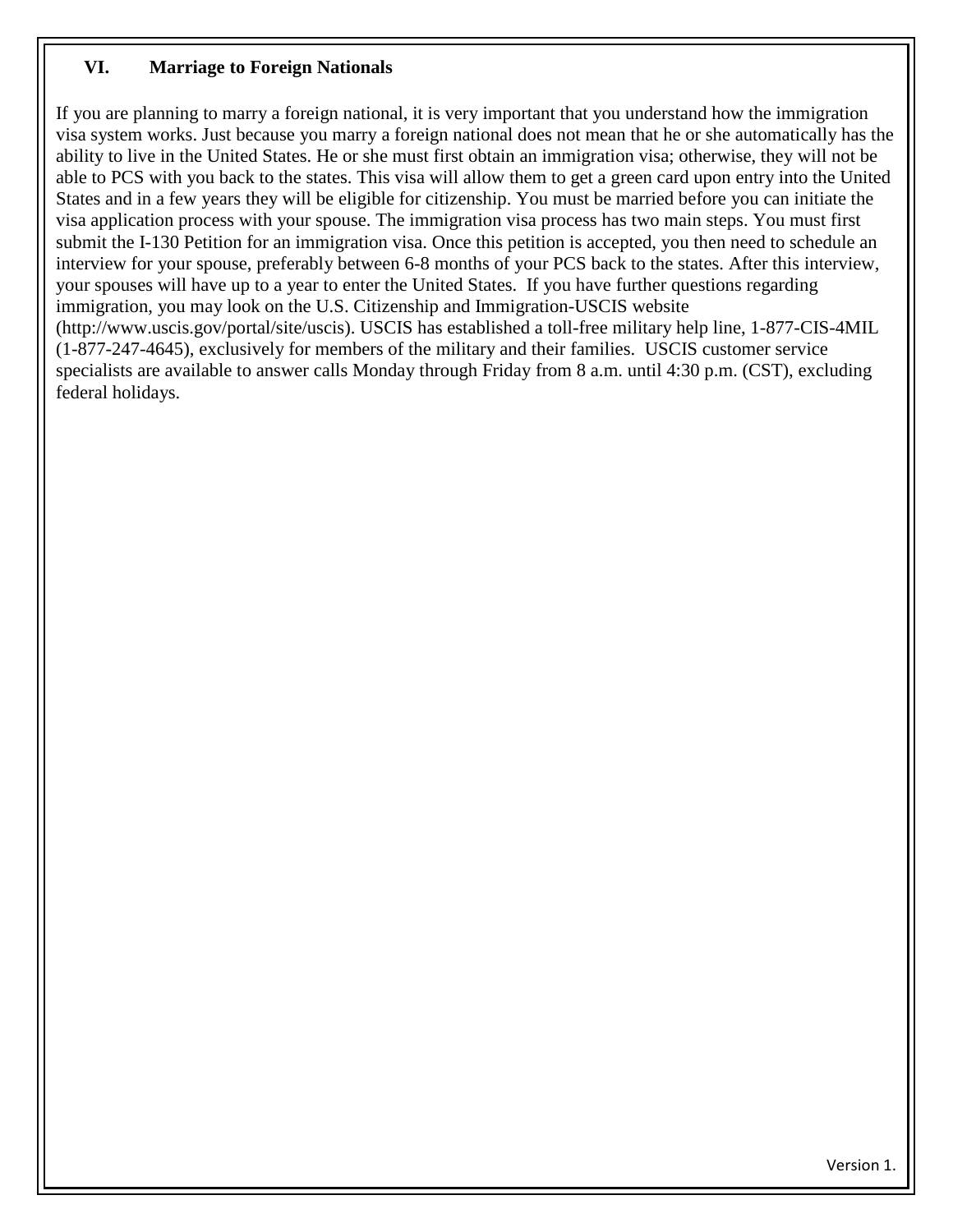## VI. Marriage to Foreign Nationals

If you are planning to marry a foreign national, it is very important that you understand how the immigration visa system works. Just because you marry a foreign national does not mean that he or she automatically has the ability to live in the United States. He or she must first obtain an immigration visa; otherwise, they will not be able to PCS with you back to the states. This visa will allow them to get a green card upon entry into the United States and in a few years they will be eligible for citizenship. You must be married before you can initiate the visa application process with your spouse. The immigration visa process has two main steps. You must first submit the I-130 Petition for an immigration visa. Once this petition is accepted, you then need to schedule an interview for your spouse, preferably between 6-8 months of your PCS back to the states. After this interview, your spouses will have up to a year to enter the United States. If you have further questions regarding immigration, you may look on the U.S. Citizenship and Immigration-USCIS website (http://www.uscis.gov/portal/site/uscis). USCIS has established a toll-free military help line, 1-877-CIS-4MIL (1-877-247-4645), exclusively for members of the military and their families. USCIS customer service specialists are available to answer calls Monday through Friday from 8 a.m. until 4:30 p.m. (CST), excluding federal holidays.